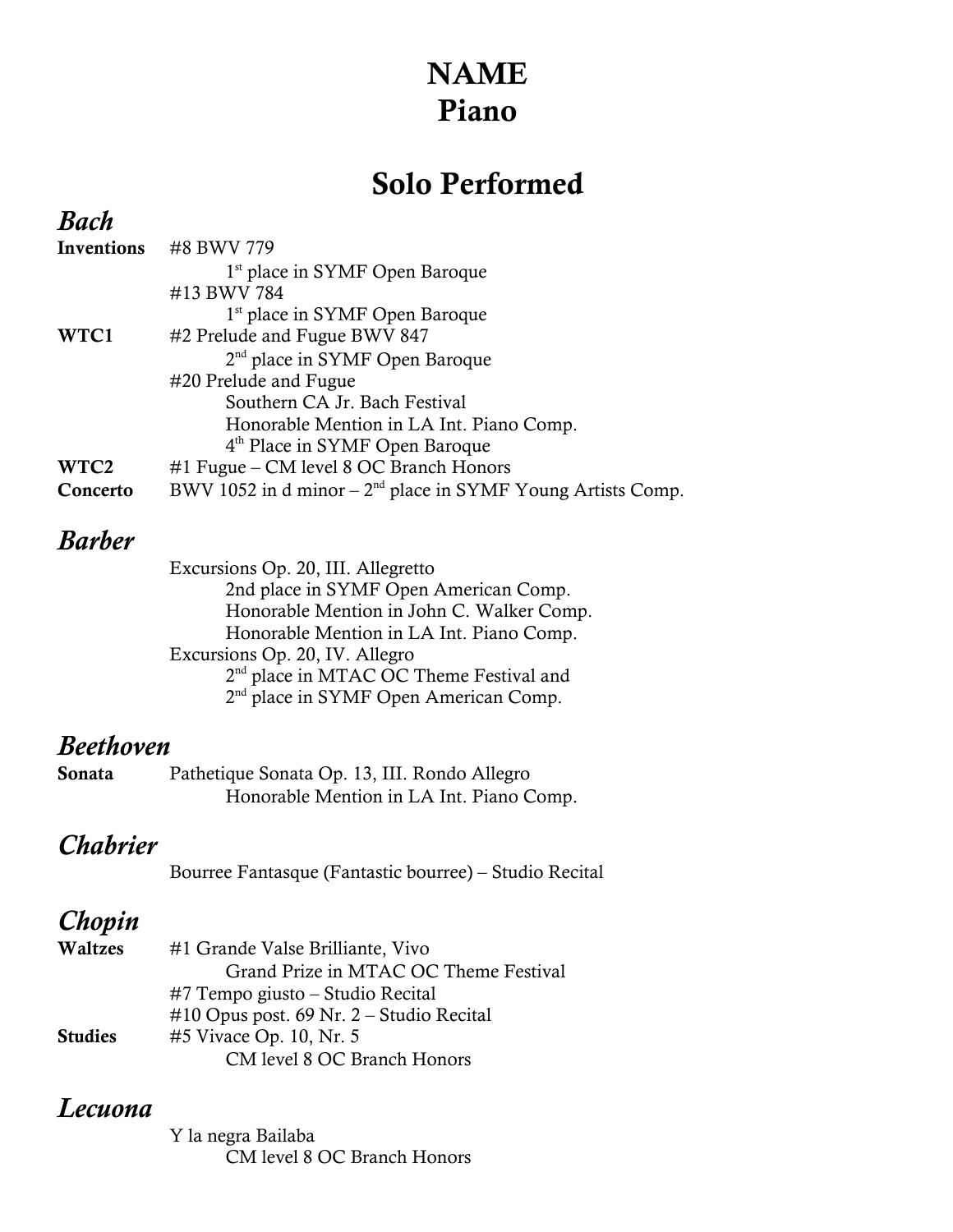# NAME
# Piano

## Solo Performed

### *Bach*

**Inventions** #8 BWV 779
- 1st place in SYMF Open Baroque

#13 BWV 784
- 1st place in SYMF Open Baroque

**WTC1** #2 Prelude and Fugue BWV 847
- 2nd place in SYMF Open Baroque

#20 Prelude and Fugue
- Southern CA Jr. Bach Festival
- Honorable Mention in LA Int. Piano Comp.
- 4th Place in SYMF Open Baroque

**WTC2** #1 Fugue – CM level 8 OC Branch Honors

**Concerto** BWV 1052 in d minor – 2nd place in SYMF Young Artists Comp.

### *Barber*

Excursions Op. 20, III. Allegretto
- 2nd place in SYMF Open American Comp.
- Honorable Mention in John C. Walker Comp.
- Honorable Mention in LA Int. Piano Comp.

Excursions Op. 20, IV. Allegro
- 2nd place in MTAC OC Theme Festival and
- 2nd place in SYMF Open American Comp.

### *Beethoven*

**Sonata** Pathetique Sonata Op. 13, III. Rondo Allegro
- Honorable Mention in LA Int. Piano Comp.

### *Chabrier*

Bourree Fantasque (Fantastic bourree) – Studio Recital

### *Chopin*

**Waltzes** #1 Grande Valse Brilliante, Vivo
- Grand Prize in MTAC OC Theme Festival

#7 Tempo giusto – Studio Recital

#10 Opus post. 69 Nr. 2 – Studio Recital

**Studies** #5 Vivace Op. 10, Nr. 5
- CM level 8 OC Branch Honors

### *Lecuona*

Y la negra Bailaba
- CM level 8 OC Branch Honors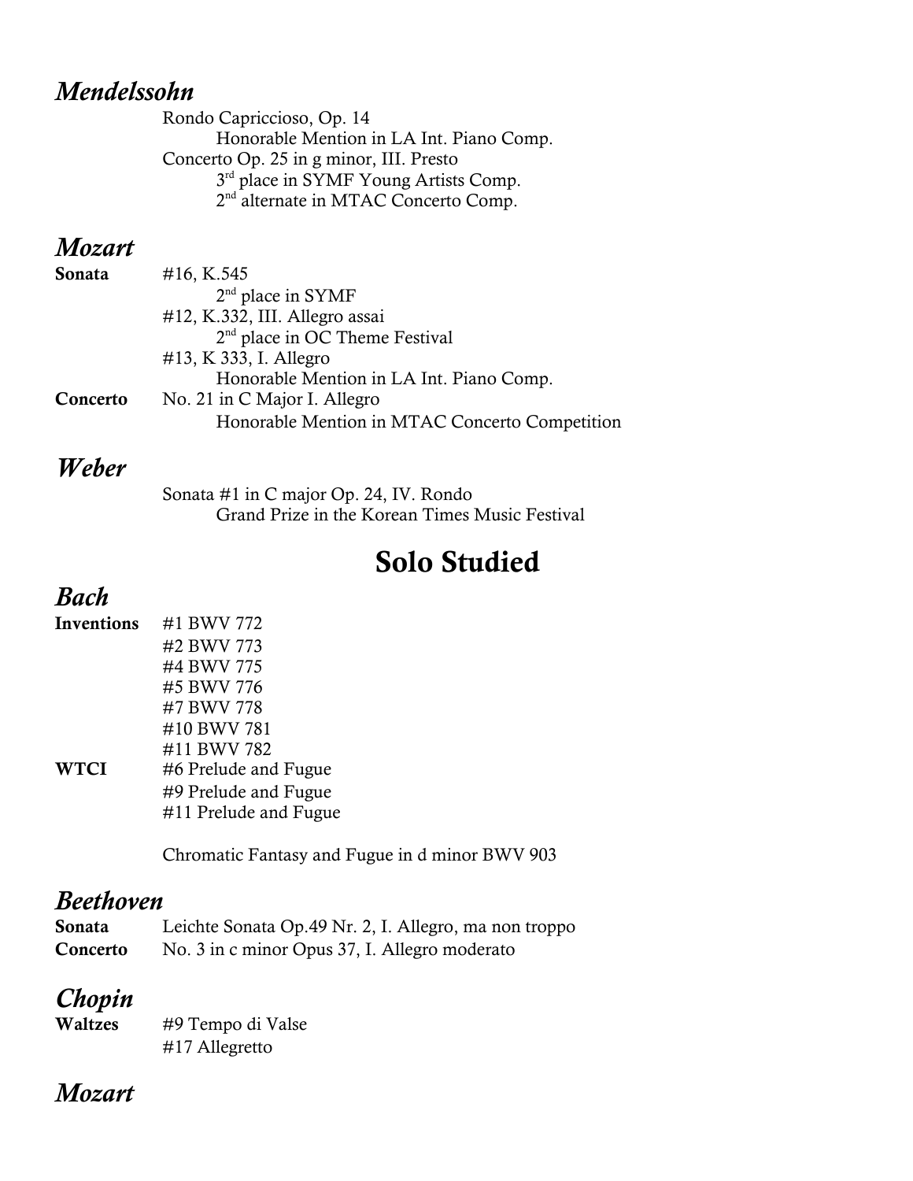### *Mendelssohn*

Rondo Capriccioso, Op. 14
- Honorable Mention in LA Int. Piano Comp.

Concerto Op. 25 in g minor, III. Presto
- 3rd place in SYMF Young Artists Comp.
- 2nd alternate in MTAC Concerto Comp.

### *Mozart*

**Sonata**

#16, K.545
- 2nd place in SYMF

#12, K.332, III. Allegro assai
- 2nd place in OC Theme Festival

#13, K 333, I. Allegro
- Honorable Mention in LA Int. Piano Comp.

**Concerto**

No. 21 in C Major I. Allegro
- Honorable Mention in MTAC Concerto Competition

### *Weber*

Sonata #1 in C major Op. 24, IV. Rondo
- Grand Prize in the Korean Times Music Festival

## Solo Studied

### *Bach*

**Inventions**

#1 BWV 772
#2 BWV 773
#4 BWV 775
#5 BWV 776
#7 BWV 778
#10 BWV 781
#11 BWV 782

**WTCI**

#6 Prelude and Fugue
#9 Prelude and Fugue
#11 Prelude and Fugue

Chromatic Fantasy and Fugue in d minor BWV 903

### *Beethoven*

**Sonata** Leichte Sonata Op.49 Nr. 2, I. Allegro, ma non troppo

**Concerto** No. 3 in c minor Opus 37, I. Allegro moderato

### *Chopin*

**Waltzes**

#9 Tempo di Valse
#17 Allegretto

### *Mozart*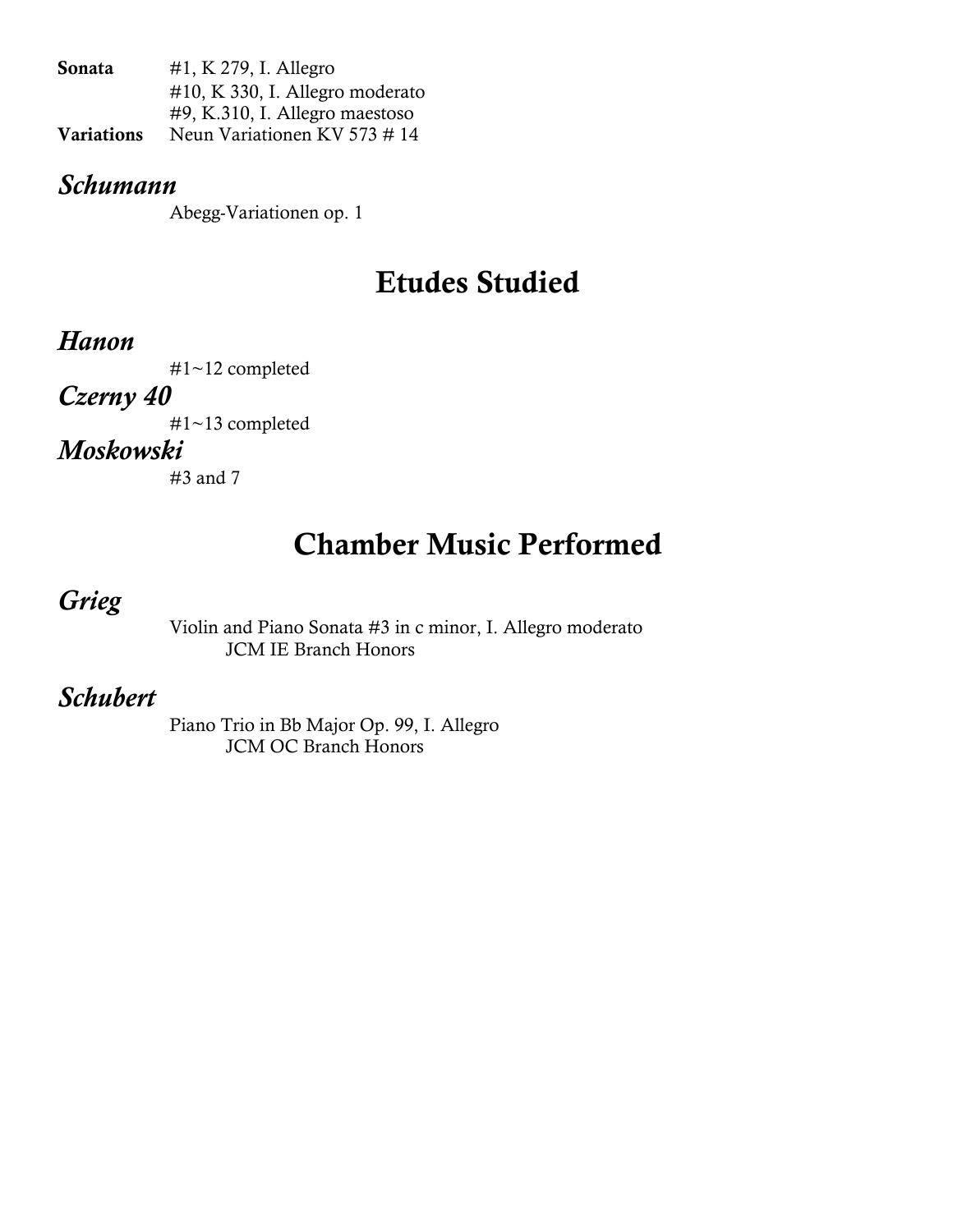**Sonata** #1, K 279, I. Allegro
#10, K 330, I. Allegro moderato
#9, K.310, I. Allegro maestoso
**Variations** Neun Variationen KV 573 # 14

### *Schumann*

Abegg-Variationen op. 1

## Etudes Studied

### *Hanon*

#1~12 completed

### *Czerny 40*

#1~13 completed

### *Moskowski*

#3 and 7

## Chamber Music Performed

### *Grieg*

Violin and Piano Sonata #3 in c minor, I. Allegro moderato
JCM IE Branch Honors

### *Schubert*

Piano Trio in Bb Major Op. 99, I. Allegro
JCM OC Branch Honors